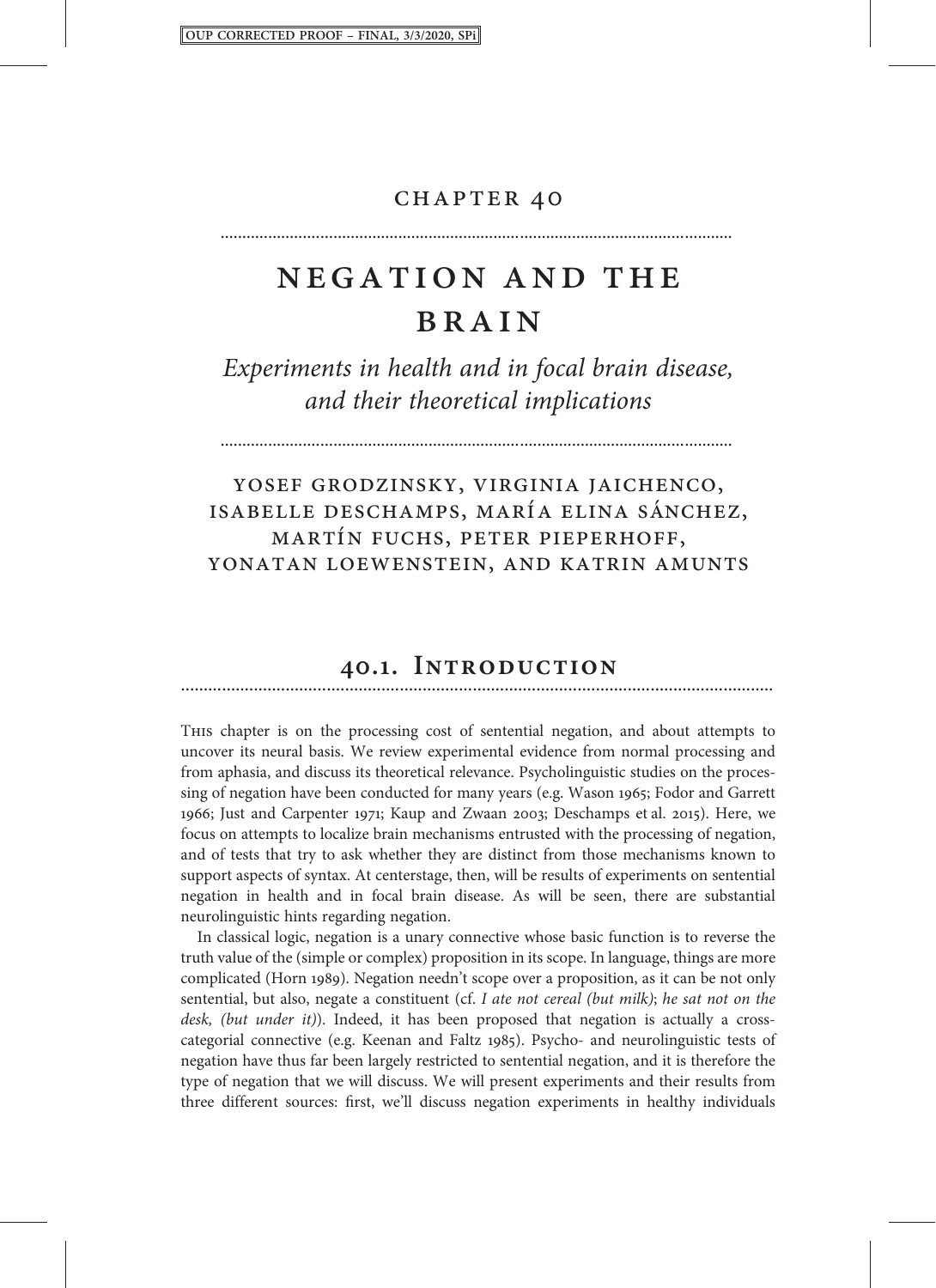# Chapter 40

# Negation and the Brain

## *Experiments in health and in focal brain disease, and their theoretical implications*

Yosef Grodzinsky, Virginia Jaichenco, Isabelle Deschamps, María Elina Sánchez, Martín Fuchs, Peter Pieperhoff, Yonatan Loewenstein, and Katrin Amunts

## 40.1. Introduction

This chapter is on the processing cost of sentential negation, and about attempts to uncover its neural basis. We review experimental evidence from normal processing and from aphasia, and discuss its theoretical relevance. Psycholinguistic studies on the processing of negation have been conducted for many years (e.g. Wason 1965; Fodor and Garrett 1966; Just and Carpenter 1971; Kaup and Zwaan 2003; Deschamps et al. 2015). Here, we focus on attempts to localize brain mechanisms entrusted with the processing of negation, and of tests that try to ask whether they are distinct from those mechanisms known to support aspects of syntax. At centerstage, then, will be results of experiments on sentential negation in health and in focal brain disease. As will be seen, there are substantial neurolinguistic hints regarding negation.

In classical logic, negation is a unary connective whose basic function is to reverse the truth value of the (simple or complex) proposition in its scope. In language, things are more complicated (Horn 1989). Negation needn't scope over a proposition, as it can be not only sentential, but also, negate a constituent (cf. *I ate not cereal (but milk)*; *he sat not on the desk, (but under it)*). Indeed, it has been proposed that negation is actually a cross-categorial connective (e.g. Keenan and Faltz 1985). Psycho- and neurolinguistic tests of negation have thus far been largely restricted to sentential negation, and it is therefore the type of negation that we will discuss. We will present experiments and their results from three different sources: first, we'll discuss negation experiments in healthy individuals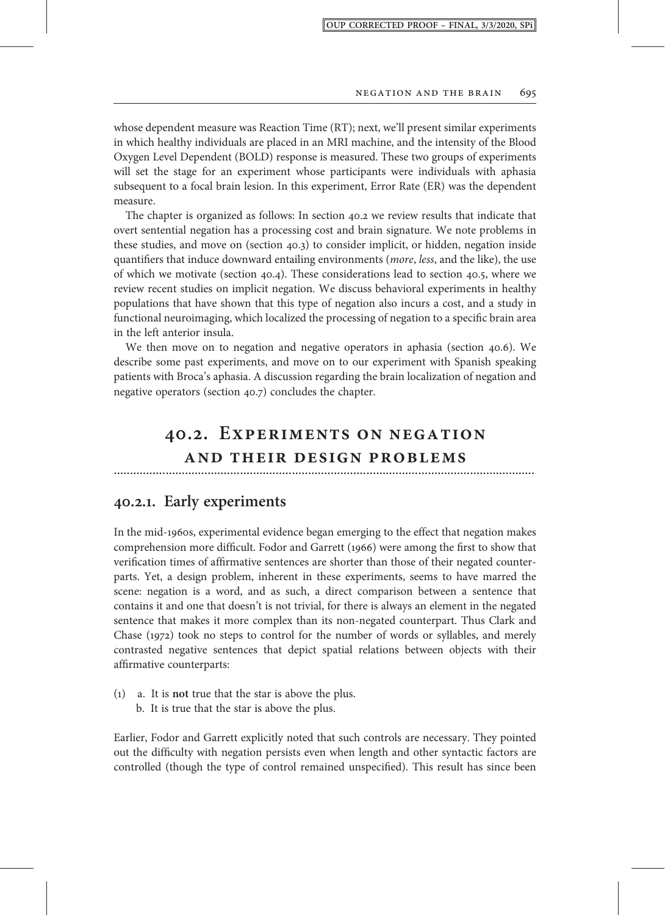whose dependent measure was Reaction Time (RT); next, we'll present similar experiments in which healthy individuals are placed in an MRI machine, and the intensity of the Blood Oxygen Level Dependent (BOLD) response is measured. These two groups of experiments will set the stage for an experiment whose participants were individuals with aphasia subsequent to a focal brain lesion. In this experiment, Error Rate (ER) was the dependent measure.

The chapter is organized as follows: In section 40.2 we review results that indicate that overt sentential negation has a processing cost and brain signature. We note problems in these studies, and move on (section 40.3) to consider implicit, or hidden, negation inside quantifiers that induce downward entailing environments (*more*, *less*, and the like), the use of which we motivate (section 40.4). These considerations lead to section 40.5, where we review recent studies on implicit negation. We discuss behavioral experiments in healthy populations that have shown that this type of negation also incurs a cost, and a study in functional neuroimaging, which localized the processing of negation to a specific brain area in the left anterior insula.

We then move on to negation and negative operators in aphasia (section 40.6). We describe some past experiments, and move on to our experiment with Spanish speaking patients with Broca's aphasia. A discussion regarding the brain localization of negation and negative operators (section 40.7) concludes the chapter.

## 40.2. Experiments on Negation and Their Design Problems

### 40.2.1. Early experiments

In the mid-1960s, experimental evidence began emerging to the effect that negation makes comprehension more difficult. Fodor and Garrett (1966) were among the first to show that verification times of affirmative sentences are shorter than those of their negated counterparts. Yet, a design problem, inherent in these experiments, seems to have marred the scene: negation is a word, and as such, a direct comparison between a sentence that contains it and one that doesn't is not trivial, for there is always an element in the negated sentence that makes it more complex than its non-negated counterpart. Thus Clark and Chase (1972) took no steps to control for the number of words or syllables, and merely contrasted negative sentences that depict spatial relations between objects with their affirmative counterparts:

(1) a. It is **not** true that the star is above the plus.
    b. It is true that the star is above the plus.

Earlier, Fodor and Garrett explicitly noted that such controls are necessary. They pointed out the difficulty with negation persists even when length and other syntactic factors are controlled (though the type of control remained unspecified). This result has since been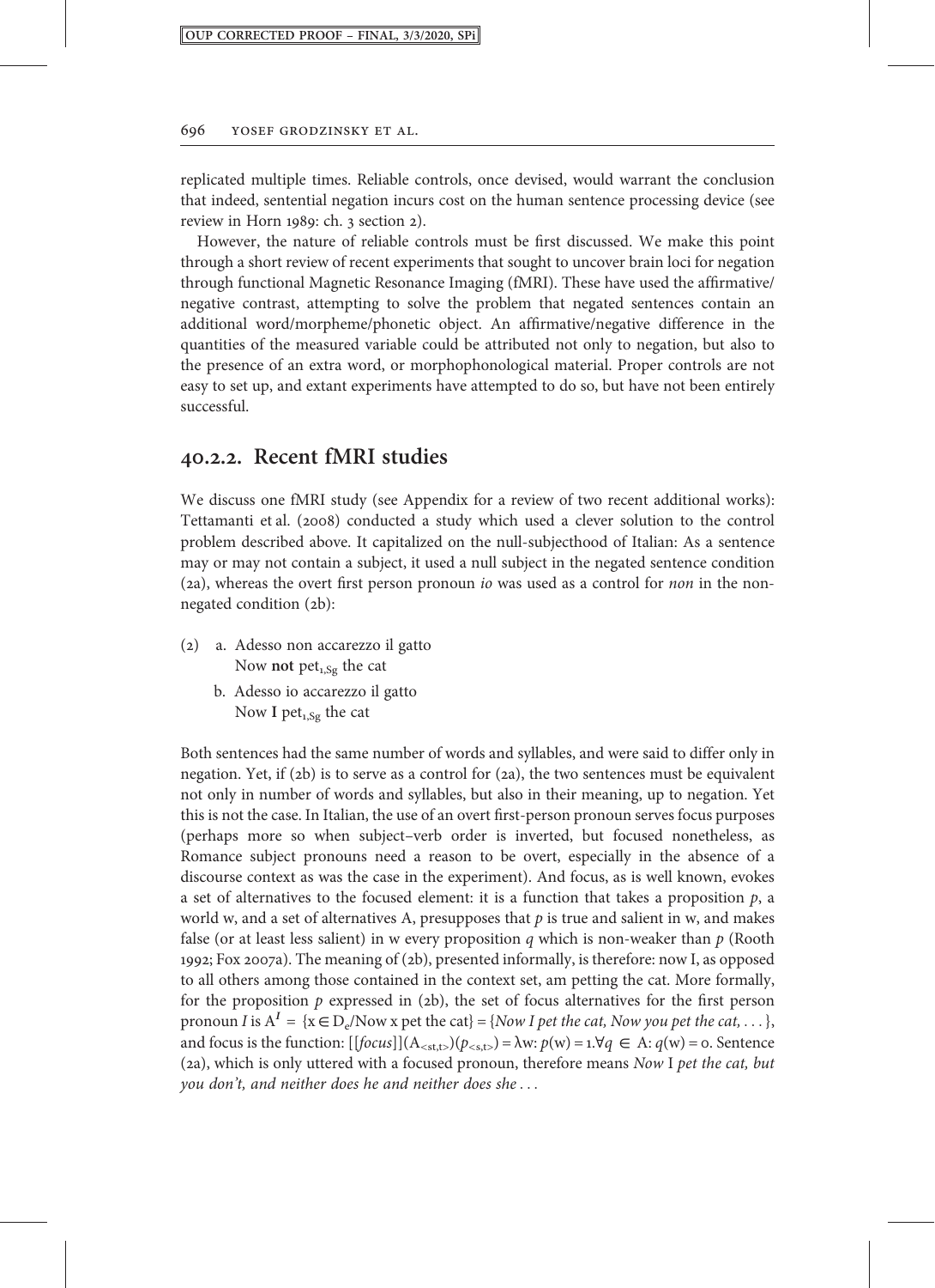replicated multiple times. Reliable controls, once devised, would warrant the conclusion that indeed, sentential negation incurs cost on the human sentence processing device (see review in Horn 1989: ch. 3 section 2).

However, the nature of reliable controls must be first discussed. We make this point through a short review of recent experiments that sought to uncover brain loci for negation through functional Magnetic Resonance Imaging (fMRI). These have used the affirmative/negative contrast, attempting to solve the problem that negated sentences contain an additional word/morpheme/phonetic object. An affirmative/negative difference in the quantities of the measured variable could be attributed not only to negation, but also to the presence of an extra word, or morphophonological material. Proper controls are not easy to set up, and extant experiments have attempted to do so, but have not been entirely successful.

## 40.2.2. Recent fMRI studies

We discuss one fMRI study (see Appendix for a review of two recent additional works): Tettamanti et al. (2008) conducted a study which used a clever solution to the control problem described above. It capitalized on the null-subjecthood of Italian: As a sentence may or may not contain a subject, it used a null subject in the negated sentence condition (2a), whereas the overt first person pronoun *io* was used as a control for *non* in the non-negated condition (2b):

(2) a. Adesso non accarezzo il gatto
   Now **not** $\text{pet}_{1,\text{Sg}}$ the cat

   b. Adesso io accarezzo il gatto
   Now **I** $\text{pet}_{1,\text{Sg}}$ the cat

Both sentences had the same number of words and syllables, and were said to differ only in negation. Yet, if (2b) is to serve as a control for (2a), the two sentences must be equivalent not only in number of words and syllables, but also in their meaning, up to negation. Yet this is not the case. In Italian, the use of an overt first-person pronoun serves focus purposes (perhaps more so when subject–verb order is inverted, but focused nonetheless, as Romance subject pronouns need a reason to be overt, especially in the absence of a discourse context as was the case in the experiment). And focus, as is well known, evokes a set of alternatives to the focused element: it is a function that takes a proposition $p$, a world w, and a set of alternatives A, presupposes that $p$ is true and salient in w, and makes false (or at least less salient) in w every proposition $q$ which is non-weaker than $p$ (Rooth 1992; Fox 2007a). The meaning of (2b), presented informally, is therefore: now I, as opposed to all others among those contained in the context set, am petting the cat. More formally, for the proposition $p$ expressed in (2b), the set of focus alternatives for the first person pronoun *I* is $A^{I} = \{x \in D_e / \text{Now x pet the cat}\}$ = {*Now I pet the cat, Now you pet the cat, . . .*}, and focus is the function: $[[focus]](A_{<st,t>})(p_{<s,t>}) = \lambda w{:}\, p(w) = 1. \forall q \in A{:}\, q(w) = 0$. Sentence (2a), which is only uttered with a focused pronoun, therefore means *Now* I *pet the cat, but you don't, and neither does he and neither does she . . .*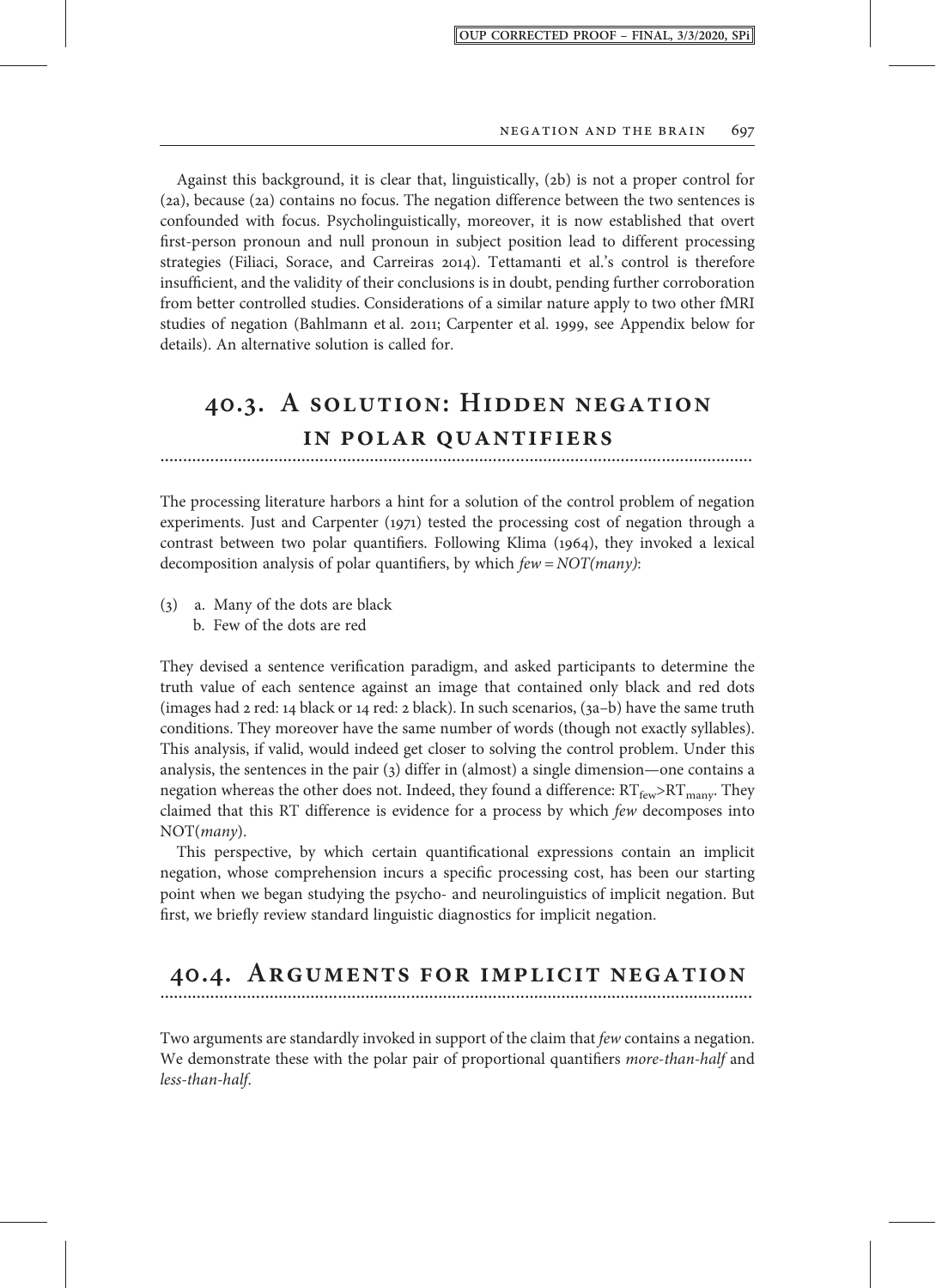Against this background, it is clear that, linguistically, (2b) is not a proper control for (2a), because (2a) contains no focus. The negation difference between the two sentences is confounded with focus. Psycholinguistically, moreover, it is now established that overt first-person pronoun and null pronoun in subject position lead to different processing strategies (Filiaci, Sorace, and Carreiras 2014). Tettamanti et al.'s control is therefore insufficient, and the validity of their conclusions is in doubt, pending further corroboration from better controlled studies. Considerations of a similar nature apply to two other fMRI studies of negation (Bahlmann et al. 2011; Carpenter et al. 1999, see Appendix below for details). An alternative solution is called for.

## 40.3. A solution: Hidden negation in polar quantifiers

The processing literature harbors a hint for a solution of the control problem of negation experiments. Just and Carpenter (1971) tested the processing cost of negation through a contrast between two polar quantifiers. Following Klima (1964), they invoked a lexical decomposition analysis of polar quantifiers, by which *few = NOT(many)*:

(3) a. Many of the dots are black
    b. Few of the dots are red

They devised a sentence verification paradigm, and asked participants to determine the truth value of each sentence against an image that contained only black and red dots (images had 2 red: 14 black or 14 red: 2 black). In such scenarios, (3a–b) have the same truth conditions. They moreover have the same number of words (though not exactly syllables). This analysis, if valid, would indeed get closer to solving the control problem. Under this analysis, the sentences in the pair (3) differ in (almost) a single dimension—one contains a negation whereas the other does not. Indeed, they found a difference: $RT_{few} > RT_{many}$. They claimed that this RT difference is evidence for a process by which *few* decomposes into NOT(*many*).

This perspective, by which certain quantificational expressions contain an implicit negation, whose comprehension incurs a specific processing cost, has been our starting point when we began studying the psycho- and neurolinguistics of implicit negation. But first, we briefly review standard linguistic diagnostics for implicit negation.

## 40.4. Arguments for implicit negation

Two arguments are standardly invoked in support of the claim that *few* contains a negation. We demonstrate these with the polar pair of proportional quantifiers *more-than-half* and *less-than-half*.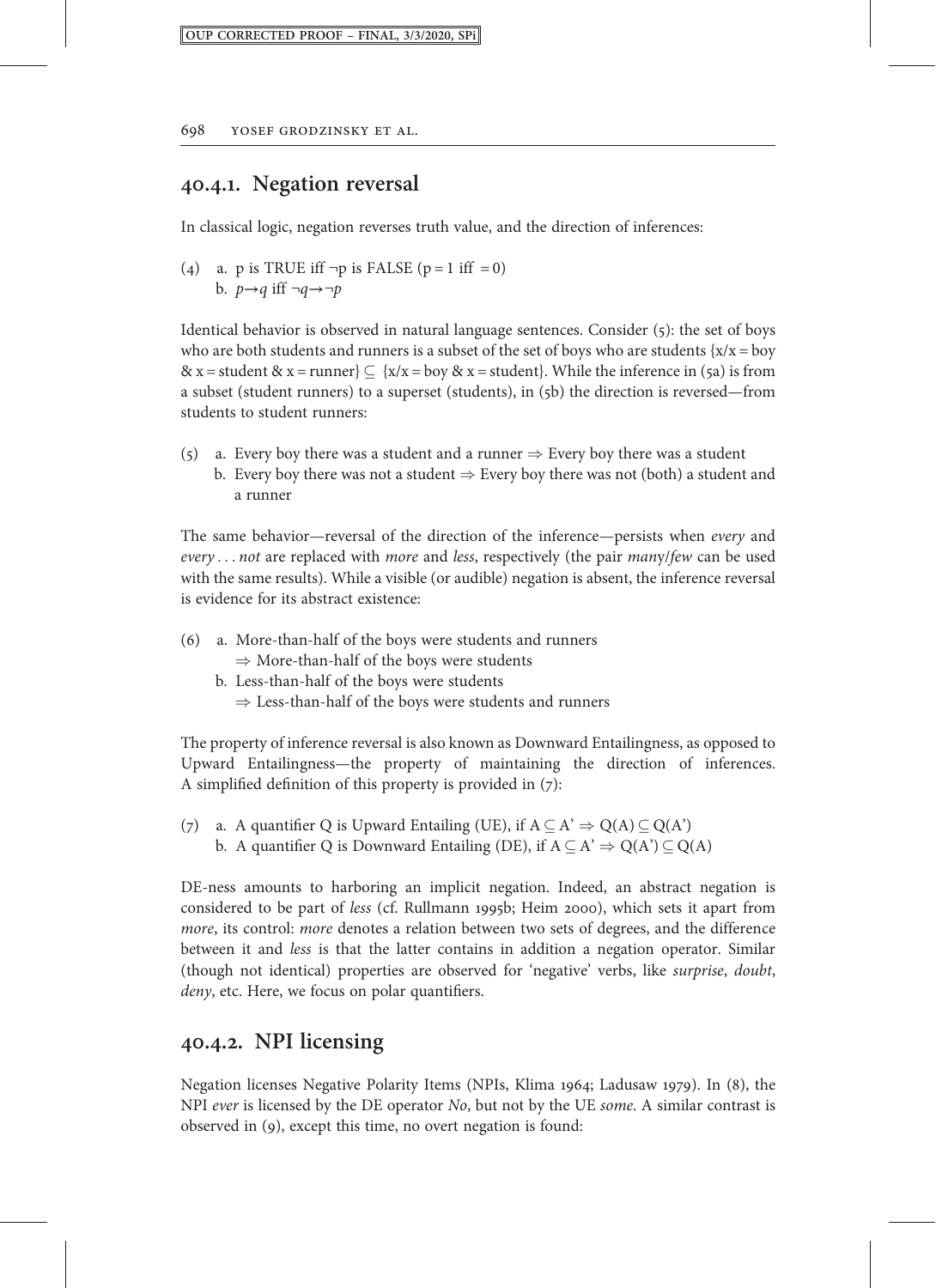## 40.4.1. Negation reversal

In classical logic, negation reverses truth value, and the direction of inferences:

(4) a. p is TRUE iff $\neg$p is FALSE (p = 1 iff = 0)
  b. $p \rightarrow q$ iff $\neg q \rightarrow \neg p$

Identical behavior is observed in natural language sentences. Consider (5): the set of boys who are both students and runners is a subset of the set of boys who are students {x/x = boy & x = student & x = runner} $\subseteq$ {x/x = boy & x = student}. While the inference in (5a) is from a subset (student runners) to a superset (students), in (5b) the direction is reversed—from students to student runners:

(5) a. Every boy there was a student and a runner $\Rightarrow$ Every boy there was a student
  b. Every boy there was not a student $\Rightarrow$ Every boy there was not (both) a student and a runner

The same behavior—reversal of the direction of the inference—persists when *every* and *every . . . not* are replaced with *more* and *less*, respectively (the pair *many*/*few* can be used with the same results). While a visible (or audible) negation is absent, the inference reversal is evidence for its abstract existence:

(6) a. More-than-half of the boys were students and runners
   $\Rightarrow$ More-than-half of the boys were students
  b. Less-than-half of the boys were students
   $\Rightarrow$ Less-than-half of the boys were students and runners

The property of inference reversal is also known as Downward Entailingness, as opposed to Upward Entailingness—the property of maintaining the direction of inferences. A simplified definition of this property is provided in (7):

(7) a. A quantifier Q is Upward Entailing (UE), if $A \subseteq A' \Rightarrow Q(A) \subseteq Q(A')$
  b. A quantifier Q is Downward Entailing (DE), if $A \subseteq A' \Rightarrow Q(A') \subseteq Q(A)$

DE-ness amounts to harboring an implicit negation. Indeed, an abstract negation is considered to be part of *less* (cf. Rullmann 1995b; Heim 2000), which sets it apart from *more*, its control: *more* denotes a relation between two sets of degrees, and the difference between it and *less* is that the latter contains in addition a negation operator. Similar (though not identical) properties are observed for 'negative' verbs, like *surprise*, *doubt*, *deny*, etc. Here, we focus on polar quantifiers.

## 40.4.2. NPI licensing

Negation licenses Negative Polarity Items (NPIs, Klima 1964; Ladusaw 1979). In (8), the NPI *ever* is licensed by the DE operator *No*, but not by the UE *some*. A similar contrast is observed in (9), except this time, no overt negation is found: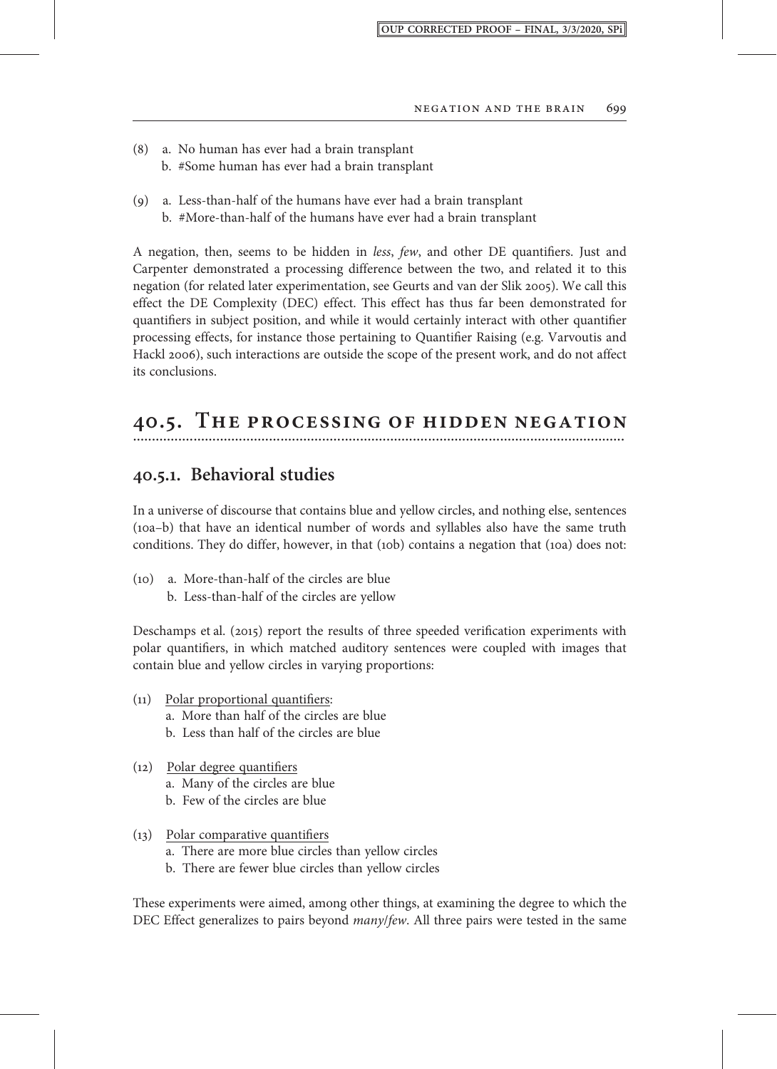(8) a. No human has ever had a brain transplant
    b. #Some human has ever had a brain transplant

(9) a. Less-than-half of the humans have ever had a brain transplant
    b. #More-than-half of the humans have ever had a brain transplant

A negation, then, seems to be hidden in *less*, *few*, and other DE quantifiers. Just and Carpenter demonstrated a processing difference between the two, and related it to this negation (for related later experimentation, see Geurts and van der Slik 2005). We call this effect the DE Complexity (DEC) effect. This effect has thus far been demonstrated for quantifiers in subject position, and while it would certainly interact with other quantifier processing effects, for instance those pertaining to Quantifier Raising (e.g. Varvoutis and Hackl 2006), such interactions are outside the scope of the present work, and do not affect its conclusions.

## 40.5. The processing of hidden negation

### 40.5.1. Behavioral studies

In a universe of discourse that contains blue and yellow circles, and nothing else, sentences (10a–b) that have an identical number of words and syllables also have the same truth conditions. They do differ, however, in that (10b) contains a negation that (10a) does not:

(10) a. More-than-half of the circles are blue
     b. Less-than-half of the circles are yellow

Deschamps et al. (2015) report the results of three speeded verification experiments with polar quantifiers, in which matched auditory sentences were coupled with images that contain blue and yellow circles in varying proportions:

(11) Polar proportional quantifiers:
     a. More than half of the circles are blue
     b. Less than half of the circles are blue

(12) Polar degree quantifiers
     a. Many of the circles are blue
     b. Few of the circles are blue

(13) Polar comparative quantifiers
     a. There are more blue circles than yellow circles
     b. There are fewer blue circles than yellow circles

These experiments were aimed, among other things, at examining the degree to which the DEC Effect generalizes to pairs beyond *many*/*few*. All three pairs were tested in the same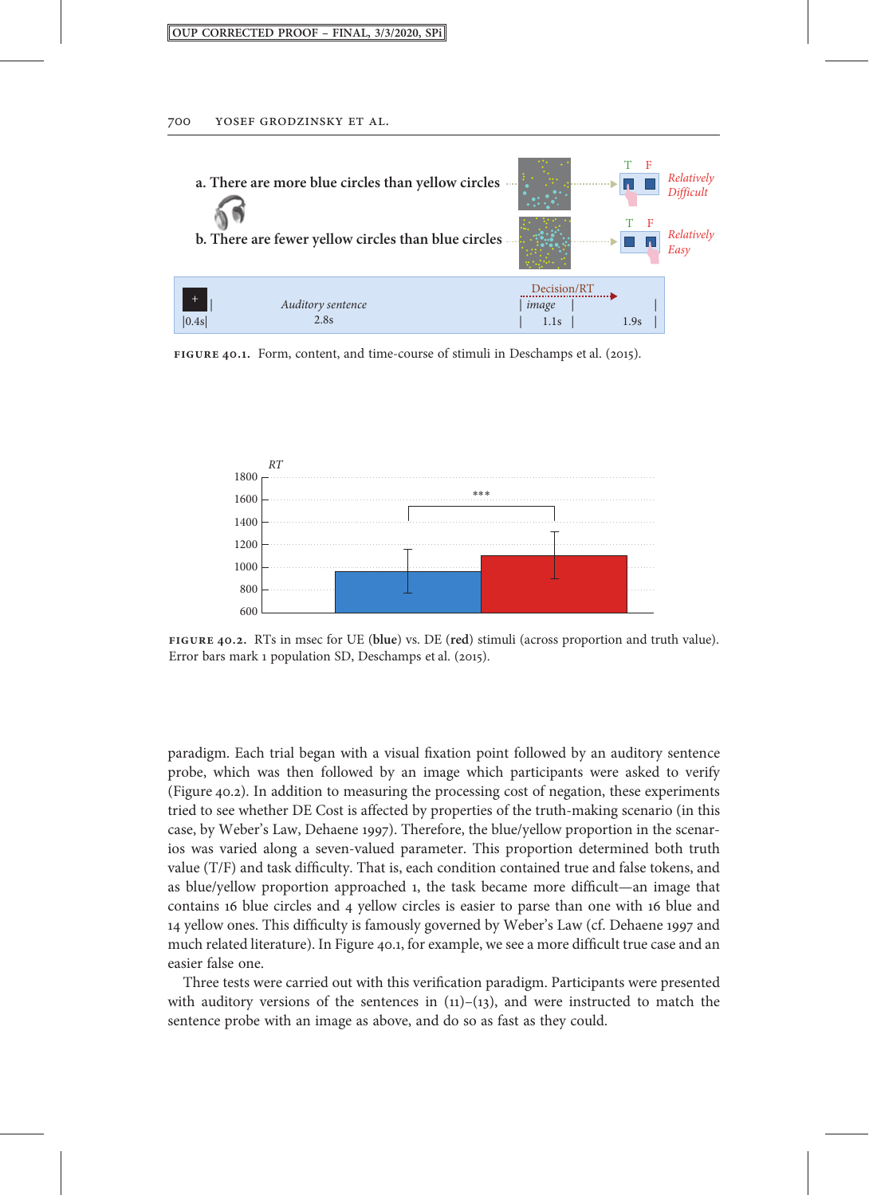a. There are more blue circles than yellow circles

b. There are fewer yellow circles than blue circles

FIGURE 40.1. Form, content, and time-course of stimuli in Deschamps et al. (2015).

FIGURE 40.2. RTs in msec for UE (**blue**) vs. DE (**red**) stimuli (across proportion and truth value). Error bars mark 1 population SD, Deschamps et al. (2015).

paradigm. Each trial began with a visual fixation point followed by an auditory sentence probe, which was then followed by an image which participants were asked to verify (Figure 40.2). In addition to measuring the processing cost of negation, these experiments tried to see whether DE Cost is affected by properties of the truth-making scenario (in this case, by Weber's Law, Dehaene 1997). Therefore, the blue/yellow proportion in the scenarios was varied along a seven-valued parameter. This proportion determined both truth value (T/F) and task difficulty. That is, each condition contained true and false tokens, and as blue/yellow proportion approached 1, the task became more difficult—an image that contains 16 blue circles and 4 yellow circles is easier to parse than one with 16 blue and 14 yellow ones. This difficulty is famously governed by Weber's Law (cf. Dehaene 1997 and much related literature). In Figure 40.1, for example, we see a more difficult true case and an easier false one.

Three tests were carried out with this verification paradigm. Participants were presented with auditory versions of the sentences in (11)–(13), and were instructed to match the sentence probe with an image as above, and do so as fast as they could.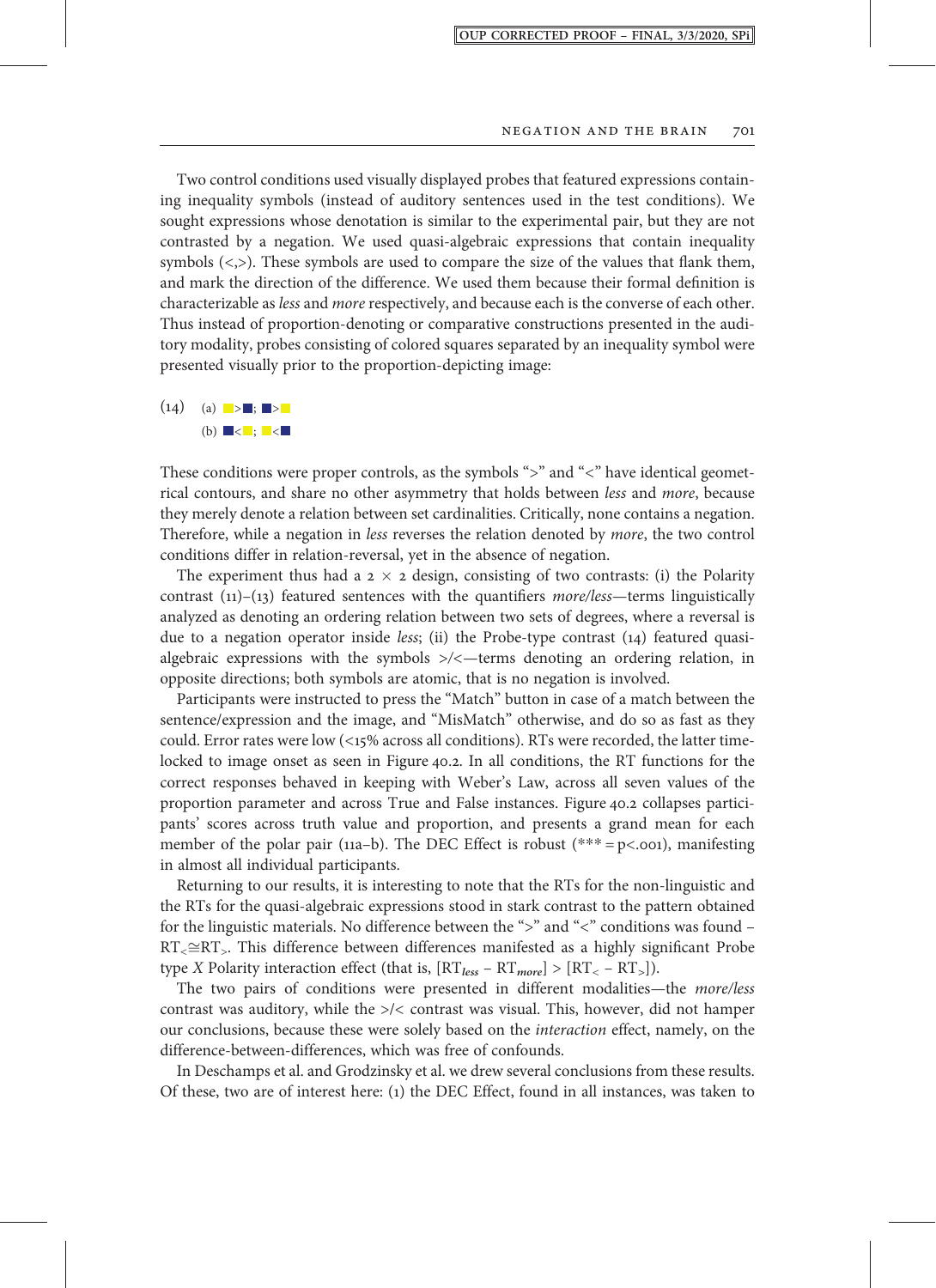Two control conditions used visually displayed probes that featured expressions containing inequality symbols (instead of auditory sentences used in the test conditions). We sought expressions whose denotation is similar to the experimental pair, but they are not contrasted by a negation. We used quasi-algebraic expressions that contain inequality symbols (<,>). These symbols are used to compare the size of the values that flank them, and mark the direction of the difference. We used them because their formal definition is characterizable as *less* and *more* respectively, and because each is the converse of each other. Thus instead of proportion-denoting or comparative constructions presented in the auditory modality, probes consisting of colored squares separated by an inequality symbol were presented visually prior to the proportion-depicting image:

(14) (a) ■>■; ■>■
(b) ■<■; ■<■

These conditions were proper controls, as the symbols ">" and "<" have identical geometrical contours, and share no other asymmetry that holds between *less* and *more*, because they merely denote a relation between set cardinalities. Critically, none contains a negation. Therefore, while a negation in *less* reverses the relation denoted by *more*, the two control conditions differ in relation-reversal, yet in the absence of negation.

The experiment thus had a 2 × 2 design, consisting of two contrasts: (i) the Polarity contrast (11)–(13) featured sentences with the quantifiers *more/less*—terms linguistically analyzed as denoting an ordering relation between two sets of degrees, where a reversal is due to a negation operator inside *less*; (ii) the Probe-type contrast (14) featured quasi-algebraic expressions with the symbols >/<—terms denoting an ordering relation, in opposite directions; both symbols are atomic, that is no negation is involved.

Participants were instructed to press the "Match" button in case of a match between the sentence/expression and the image, and "MisMatch" otherwise, and do so as fast as they could. Error rates were low (<15% across all conditions). RTs were recorded, the latter time-locked to image onset as seen in Figure 40.2. In all conditions, the RT functions for the correct responses behaved in keeping with Weber's Law, across all seven values of the proportion parameter and across True and False instances. Figure 40.2 collapses participants' scores across truth value and proportion, and presents a grand mean for each member of the polar pair (11a–b). The DEC Effect is robust (*** = $p<.001$), manifesting in almost all individual participants.

Returning to our results, it is interesting to note that the RTs for the non-linguistic and the RTs for the quasi-algebraic expressions stood in stark contrast to the pattern obtained for the linguistic materials. No difference between the ">" and "<" conditions was found – $RT_{<} \cong RT_{>}$. This difference between differences manifested as a highly significant Probe type *X* Polarity interaction effect (that is, $[RT_{\boldsymbol{less}} - RT_{\boldsymbol{more}}] > [RT_{<} - RT_{>}]$).

The two pairs of conditions were presented in different modalities—the *more/less* contrast was auditory, while the >/< contrast was visual. This, however, did not hamper our conclusions, because these were solely based on the *interaction* effect, namely, on the difference-between-differences, which was free of confounds.

In Deschamps et al. and Grodzinsky et al. we drew several conclusions from these results. Of these, two are of interest here: (1) the DEC Effect, found in all instances, was taken to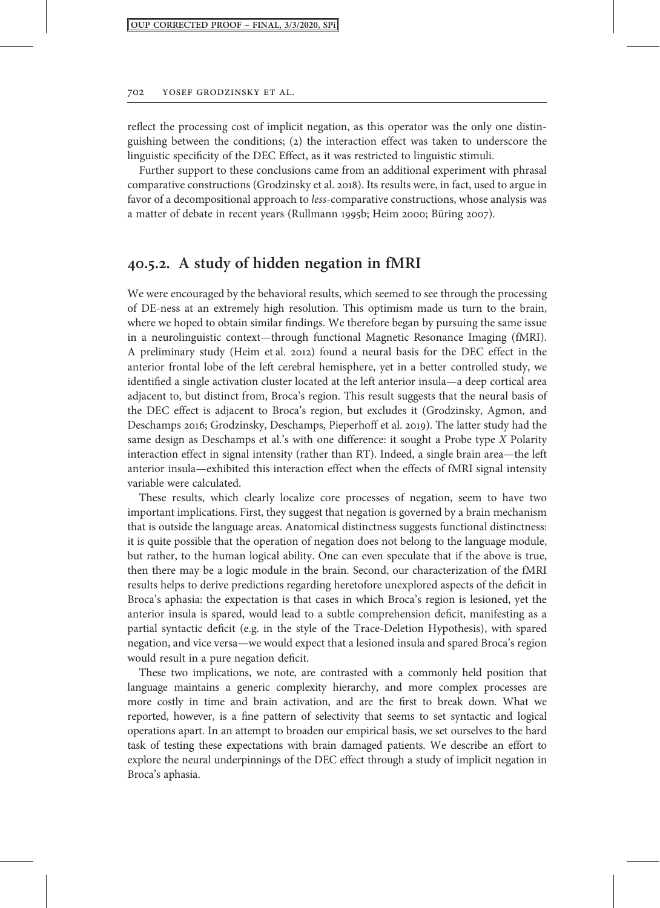reflect the processing cost of implicit negation, as this operator was the only one distinguishing between the conditions; (2) the interaction effect was taken to underscore the linguistic specificity of the DEC Effect, as it was restricted to linguistic stimuli.

Further support to these conclusions came from an additional experiment with phrasal comparative constructions (Grodzinsky et al. 2018). Its results were, in fact, used to argue in favor of a decompositional approach to *less*-comparative constructions, whose analysis was a matter of debate in recent years (Rullmann 1995b; Heim 2000; Büring 2007).

## 40.5.2. A study of hidden negation in fMRI

We were encouraged by the behavioral results, which seemed to see through the processing of DE-ness at an extremely high resolution. This optimism made us turn to the brain, where we hoped to obtain similar findings. We therefore began by pursuing the same issue in a neurolinguistic context—through functional Magnetic Resonance Imaging (fMRI). A preliminary study (Heim et al. 2012) found a neural basis for the DEC effect in the anterior frontal lobe of the left cerebral hemisphere, yet in a better controlled study, we identified a single activation cluster located at the left anterior insula—a deep cortical area adjacent to, but distinct from, Broca's region. This result suggests that the neural basis of the DEC effect is adjacent to Broca's region, but excludes it (Grodzinsky, Agmon, and Deschamps 2016; Grodzinsky, Deschamps, Pieperhoff et al. 2019). The latter study had the same design as Deschamps et al.'s with one difference: it sought a Probe type *X* Polarity interaction effect in signal intensity (rather than RT). Indeed, a single brain area—the left anterior insula—exhibited this interaction effect when the effects of fMRI signal intensity variable were calculated.

These results, which clearly localize core processes of negation, seem to have two important implications. First, they suggest that negation is governed by a brain mechanism that is outside the language areas. Anatomical distinctness suggests functional distinctness: it is quite possible that the operation of negation does not belong to the language module, but rather, to the human logical ability. One can even speculate that if the above is true, then there may be a logic module in the brain. Second, our characterization of the fMRI results helps to derive predictions regarding heretofore unexplored aspects of the deficit in Broca's aphasia: the expectation is that cases in which Broca's region is lesioned, yet the anterior insula is spared, would lead to a subtle comprehension deficit, manifesting as a partial syntactic deficit (e.g. in the style of the Trace-Deletion Hypothesis), with spared negation, and vice versa—we would expect that a lesioned insula and spared Broca's region would result in a pure negation deficit.

These two implications, we note, are contrasted with a commonly held position that language maintains a generic complexity hierarchy, and more complex processes are more costly in time and brain activation, and are the first to break down. What we reported, however, is a fine pattern of selectivity that seems to set syntactic and logical operations apart. In an attempt to broaden our empirical basis, we set ourselves to the hard task of testing these expectations with brain damaged patients. We describe an effort to explore the neural underpinnings of the DEC effect through a study of implicit negation in Broca's aphasia.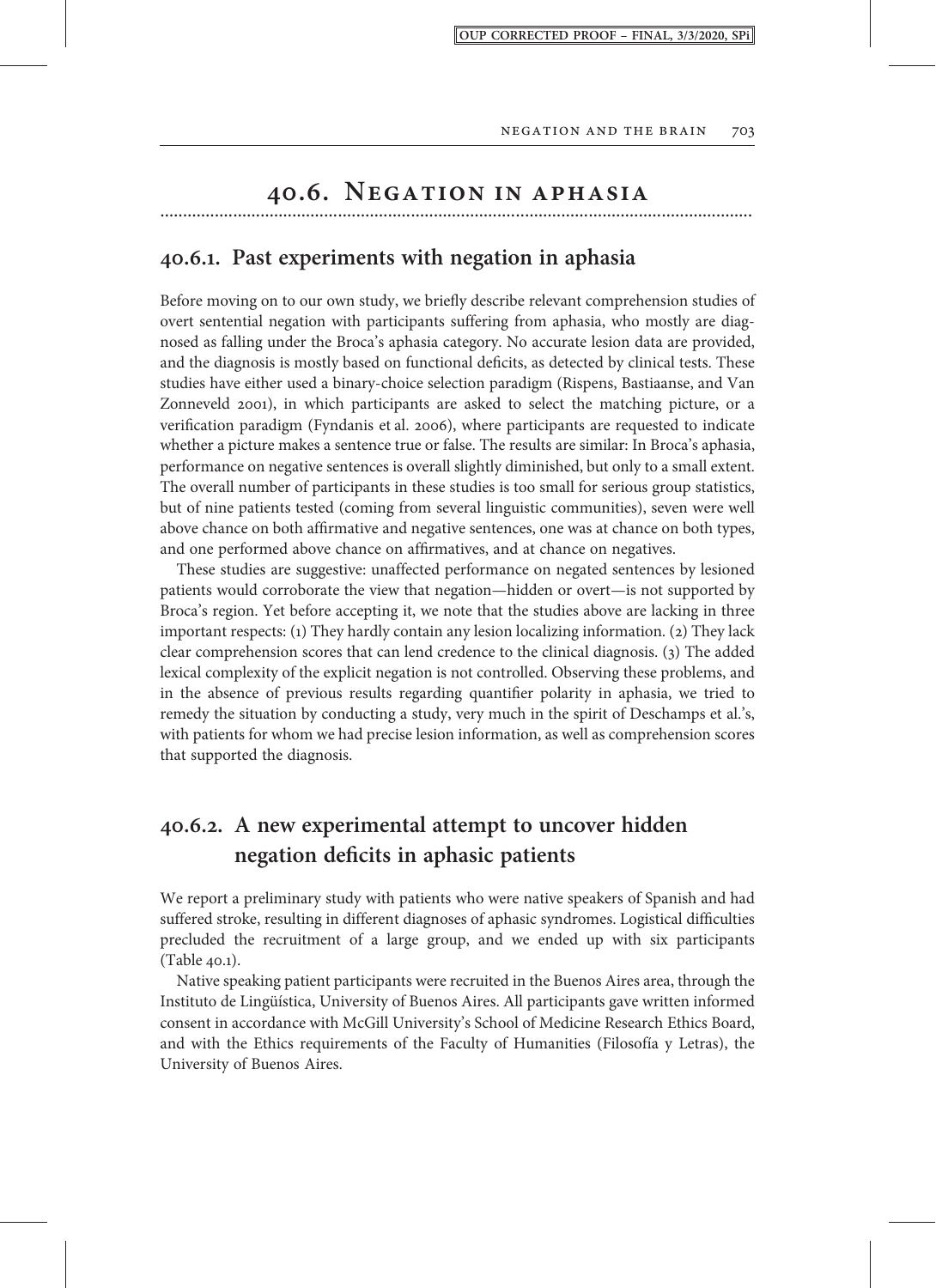## 40.6. Negation in aphasia

### 40.6.1. Past experiments with negation in aphasia

Before moving on to our own study, we briefly describe relevant comprehension studies of overt sentential negation with participants suffering from aphasia, who mostly are diagnosed as falling under the Broca's aphasia category. No accurate lesion data are provided, and the diagnosis is mostly based on functional deficits, as detected by clinical tests. These studies have either used a binary-choice selection paradigm (Rispens, Bastiaanse, and Van Zonneveld 2001), in which participants are asked to select the matching picture, or a verification paradigm (Fyndanis et al. 2006), where participants are requested to indicate whether a picture makes a sentence true or false. The results are similar: In Broca's aphasia, performance on negative sentences is overall slightly diminished, but only to a small extent. The overall number of participants in these studies is too small for serious group statistics, but of nine patients tested (coming from several linguistic communities), seven were well above chance on both affirmative and negative sentences, one was at chance on both types, and one performed above chance on affirmatives, and at chance on negatives.

These studies are suggestive: unaffected performance on negated sentences by lesioned patients would corroborate the view that negation—hidden or overt—is not supported by Broca's region. Yet before accepting it, we note that the studies above are lacking in three important respects: (1) They hardly contain any lesion localizing information. (2) They lack clear comprehension scores that can lend credence to the clinical diagnosis. (3) The added lexical complexity of the explicit negation is not controlled. Observing these problems, and in the absence of previous results regarding quantifier polarity in aphasia, we tried to remedy the situation by conducting a study, very much in the spirit of Deschamps et al.'s, with patients for whom we had precise lesion information, as well as comprehension scores that supported the diagnosis.

### 40.6.2. A new experimental attempt to uncover hidden negation deficits in aphasic patients

We report a preliminary study with patients who were native speakers of Spanish and had suffered stroke, resulting in different diagnoses of aphasic syndromes. Logistical difficulties precluded the recruitment of a large group, and we ended up with six participants (Table 40.1).

Native speaking patient participants were recruited in the Buenos Aires area, through the Instituto de Lingüística, University of Buenos Aires. All participants gave written informed consent in accordance with McGill University's School of Medicine Research Ethics Board, and with the Ethics requirements of the Faculty of Humanities (Filosofía y Letras), the University of Buenos Aires.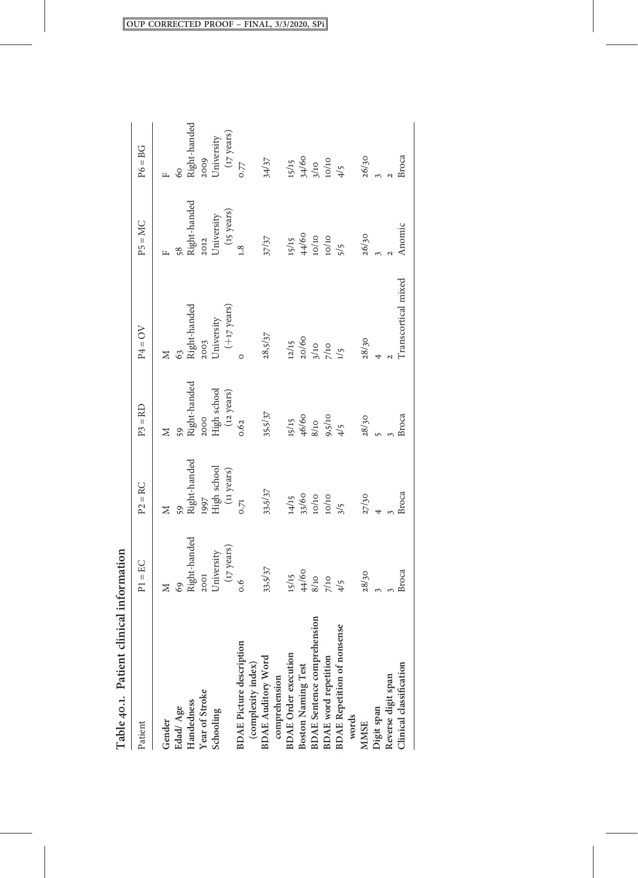**Table 40.1. Patient clinical information**

| Patient | P1 = EC | P2 = RC | P3 = RD | P4 = OV | P5 = MC | P6 = BG |
|---|---|---|---|---|---|---|
| Gender | M | M | M | M | F | F |
| Edad/ Age | 69 | 59 | 59 | 63 | 58 | 60 |
| Handedness | Right-handed | Right-handed | Right-handed | Right-handed | Right-handed | Right-handed |
| Year of Stroke | 2001 | 1997 | 2000 | 2003 | 2012 | 2009 |
| Schooling | University (17 years) | High school (11 years) | High school (12 years) | University (+17 years) | University (15 years) | University (17 years) |
| BDAE Picture description (complexity index) | 0.6 | 0.71 | 0.62 | 0 | 1.8 | 0.77 |
| BDAE Auditory Word comprehension | 33,5/37 | 33,5/37 | 35,5/37 | 28,5/37 | 37/37 | 34/37 |
| BDAE Order execution | 15/15 | 14/15 | 15/15 | 12/15 | 15/15 | 15/15 |
| Boston Naming Test | 44/60 | 33/60 | 46/60 | 20/60 | 44/60 | 34/60 |
| BDAE Sentence comprehension | 8/10 | 10/10 | 8/10 | 3/10 | 10/10 | 3/10 |
| BDAE word repetition | 7/10 | 10/10 | 9,5/10 | 7/10 | 10/10 | 10/10 |
| BDAE Repetition of nonsense words | 4/5 | 3/5 | 4/5 | 1/5 | 5/5 | 4/5 |
| MMSE | 28/30 | 27/30 | 28/30 | 28/30 | 26/30 | 26/30 |
| Digit span | 3 | 4 | 5 | 4 | 3 | 3 |
| Reverse digit span | 3 | 3 | 3 | 2 | 2 | 2 |
| Clinical classification | Broca | Broca | Broca | Transcortical mixed | Anomic | Broca |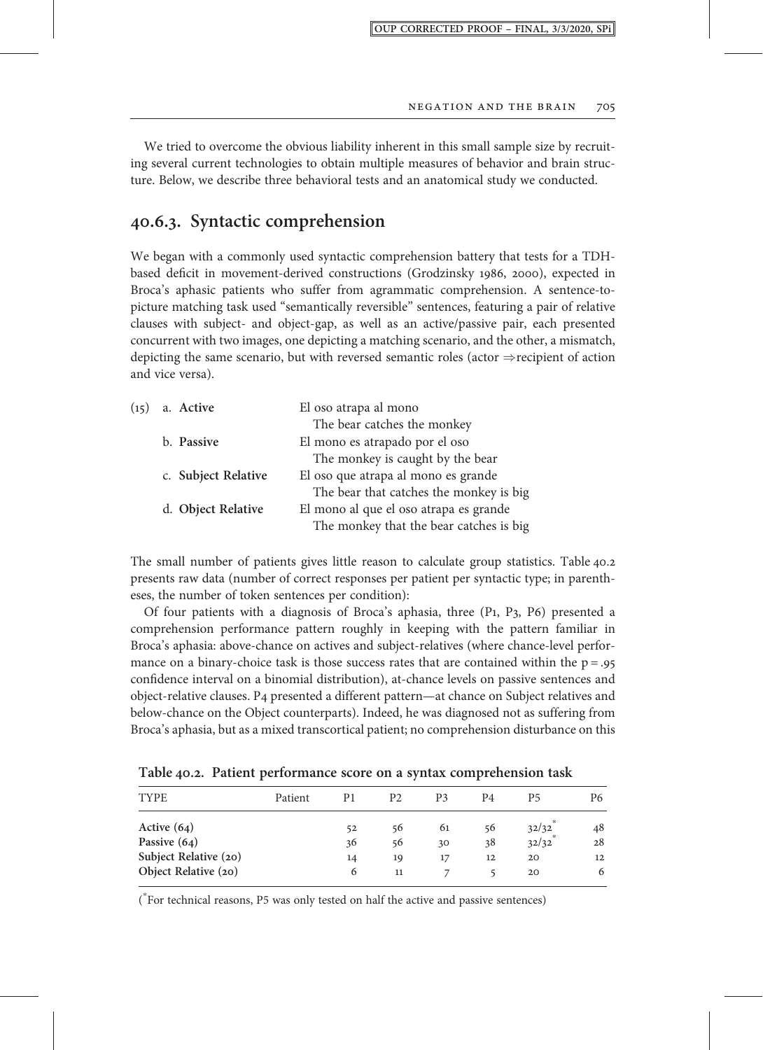We tried to overcome the obvious liability inherent in this small sample size by recruiting several current technologies to obtain multiple measures of behavior and brain structure. Below, we describe three behavioral tests and an anatomical study we conducted.

## 40.6.3. Syntactic comprehension

We began with a commonly used syntactic comprehension battery that tests for a TDH-based deficit in movement-derived constructions (Grodzinsky 1986, 2000), expected in Broca's aphasic patients who suffer from agrammatic comprehension. A sentence-to-picture matching task used "semantically reversible" sentences, featuring a pair of relative clauses with subject- and object-gap, as well as an active/passive pair, each presented concurrent with two images, one depicting a matching scenario, and the other, a mismatch, depicting the same scenario, but with reversed semantic roles (actor ⇒recipient of action and vice versa).

(15)
a. **Active** — El oso atrapa al mono
  The bear catches the monkey
b. **Passive** — El mono es atrapado por el oso
  The monkey is caught by the bear
c. **Subject Relative** — El oso que atrapa al mono es grande
  The bear that catches the monkey is big
d. **Object Relative** — El mono al que el oso atrapa es grande
  The monkey that the bear catches is big

The small number of patients gives little reason to calculate group statistics. Table 40.2 presents raw data (number of correct responses per patient per syntactic type; in parentheses, the number of token sentences per condition):

Of four patients with a diagnosis of Broca's aphasia, three (P1, P3, P6) presented a comprehension performance pattern roughly in keeping with the pattern familiar in Broca's aphasia: above-chance on actives and subject-relatives (where chance-level performance on a binary-choice task is those success rates that are contained within the $p = .95$ confidence interval on a binomial distribution), at-chance levels on passive sentences and object-relative clauses. P4 presented a different pattern—at chance on Subject relatives and below-chance on the Object counterparts). Indeed, he was diagnosed not as suffering from Broca's aphasia, but as a mixed transcortical patient; no comprehension disturbance on this

**Table 40.2. Patient performance score on a syntax comprehension task**

| TYPE | Patient | P1 | P2 | P3 | P4 | P5 | P6 |
|---|---|---|---|---|---|---|---|
| **Active (64)** | | 52 | 56 | 61 | 56 | 32/32* | 48 |
| **Passive (64)** | | 36 | 56 | 30 | 38 | 32/32* | 28 |
| **Subject Relative (20)** | | 14 | 19 | 17 | 12 | 20 | 12 |
| **Object Relative (20)** | | 6 | 11 | 7 | 5 | 20 | 6 |

(*For technical reasons, P5 was only tested on half the active and passive sentences)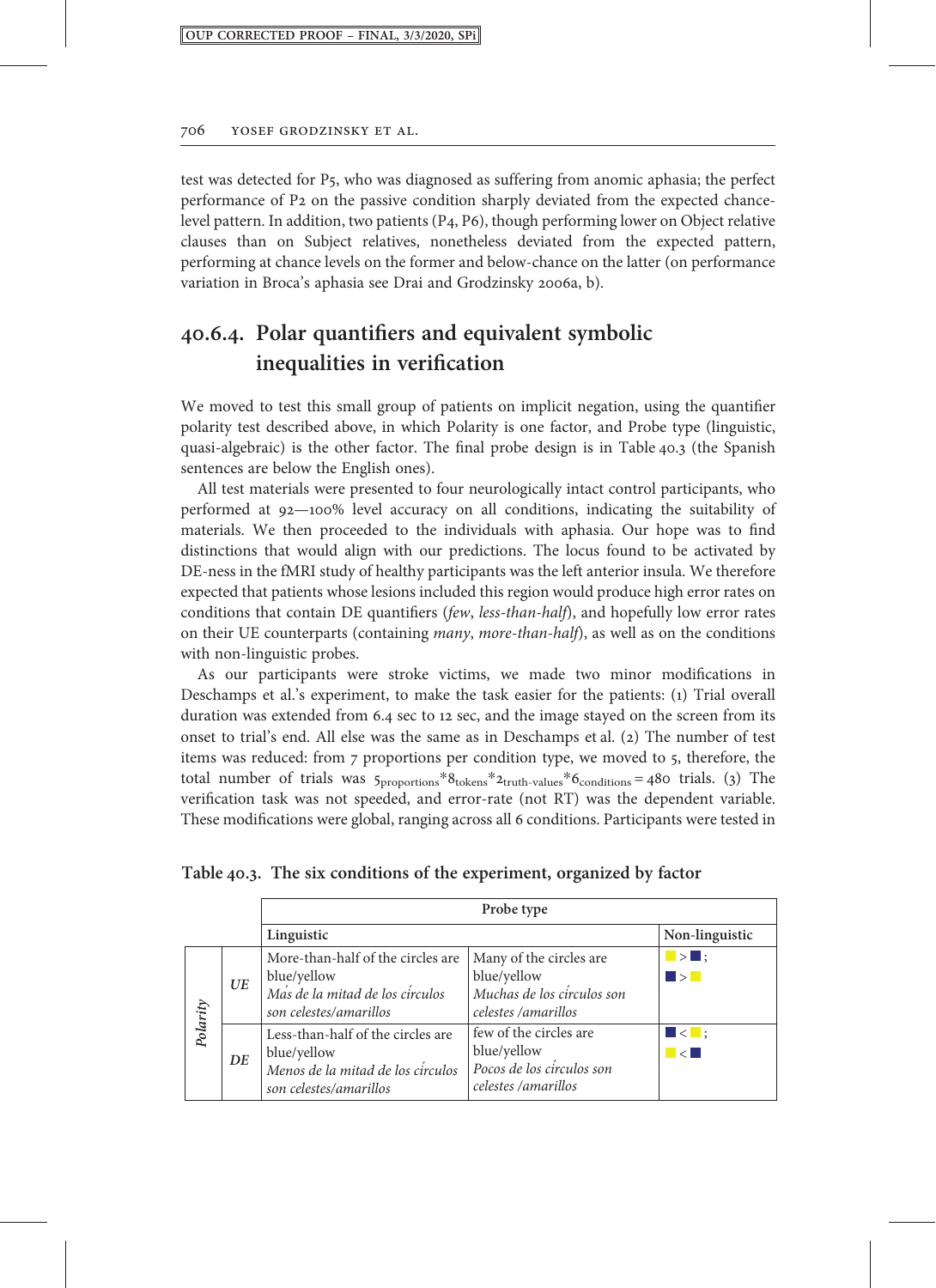test was detected for P5, who was diagnosed as suffering from anomic aphasia; the perfect performance of P2 on the passive condition sharply deviated from the expected chance-level pattern. In addition, two patients (P4, P6), though performing lower on Object relative clauses than on Subject relatives, nonetheless deviated from the expected pattern, performing at chance levels on the former and below-chance on the latter (on performance variation in Broca's aphasia see Drai and Grodzinsky 2006a, b).

## 40.6.4. Polar quantifiers and equivalent symbolic inequalities in verification

We moved to test this small group of patients on implicit negation, using the quantifier polarity test described above, in which Polarity is one factor, and Probe type (linguistic, quasi-algebraic) is the other factor. The final probe design is in Table 40.3 (the Spanish sentences are below the English ones).

All test materials were presented to four neurologically intact control participants, who performed at 92—100% level accuracy on all conditions, indicating the suitability of materials. We then proceeded to the individuals with aphasia. Our hope was to find distinctions that would align with our predictions. The locus found to be activated by DE-ness in the fMRI study of healthy participants was the left anterior insula. We therefore expected that patients whose lesions included this region would produce high error rates on conditions that contain DE quantifiers (*few*, *less-than-half*), and hopefully low error rates on their UE counterparts (containing *many*, *more-than-half*), as well as on the conditions with non-linguistic probes.

As our participants were stroke victims, we made two minor modifications in Deschamps et al.'s experiment, to make the task easier for the patients: (1) Trial overall duration was extended from 6.4 sec to 12 sec, and the image stayed on the screen from its onset to trial's end. All else was the same as in Deschamps et al. (2) The number of test items was reduced: from 7 proportions per condition type, we moved to 5, therefore, the total number of trials was $5_{\text{proportions}} * 8_{\text{tokens}} * 2_{\text{truth-values}} * 6_{\text{conditions}} = 480$ trials. (3) The verification task was not speeded, and error-rate (not RT) was the dependent variable. These modifications were global, ranging across all 6 conditions. Participants were tested in

**Table 40.3. The six conditions of the experiment, organized by factor**

| | | Probe type | | |
|---|---|---|---|---|
| | | Linguistic | | Non-linguistic |
| *Polarity* | *UE* | More-than-half of the circles are blue/yellow<br>*Más de la mitad de los círculos son celestes/amarillos* | Many of the circles are blue/yellow<br>*Muchas de los círculos son celestes /amarillos* | ■ > ■ ;<br>■ > ■ |
| | *DE* | Less-than-half of the circles are blue/yellow<br>*Menos de la mitad de los círculos son celestes/amarillos* | few of the circles are blue/yellow<br>*Pocos de los círculos son celestes /amarillos* | ■ < ■ ;<br>■ < ■ |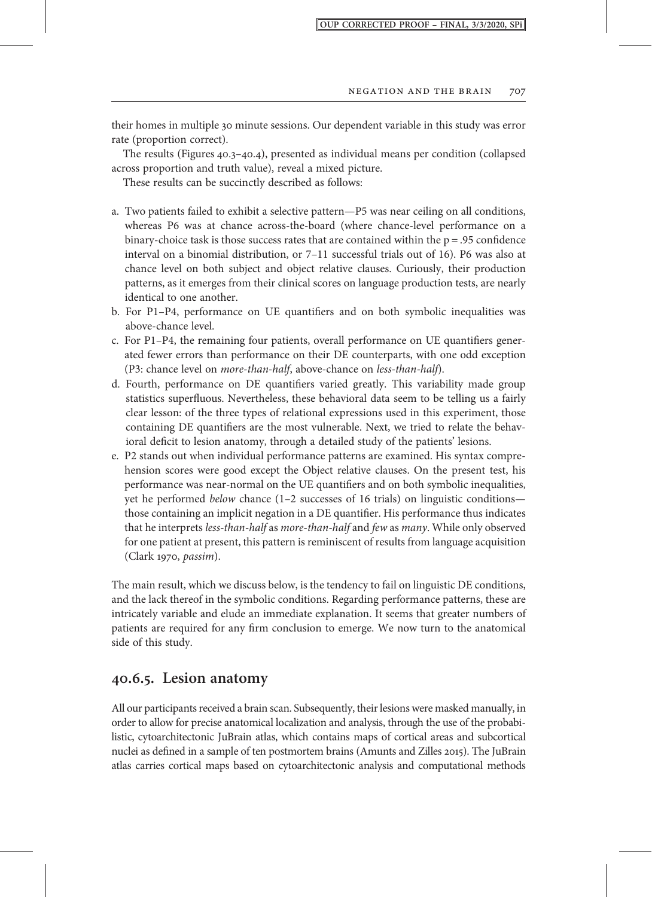their homes in multiple 30 minute sessions. Our dependent variable in this study was error rate (proportion correct).

The results (Figures 40.3–40.4), presented as individual means per condition (collapsed across proportion and truth value), reveal a mixed picture.

These results can be succinctly described as follows:

a. Two patients failed to exhibit a selective pattern—P5 was near ceiling on all conditions, whereas P6 was at chance across-the-board (where chance-level performance on a binary-choice task is those success rates that are contained within the p = .95 confidence interval on a binomial distribution, or 7–11 successful trials out of 16). P6 was also at chance level on both subject and object relative clauses. Curiously, their production patterns, as it emerges from their clinical scores on language production tests, are nearly identical to one another.
b. For P1–P4, performance on UE quantifiers and on both symbolic inequalities was above-chance level.
c. For P1–P4, the remaining four patients, overall performance on UE quantifiers generated fewer errors than performance on their DE counterparts, with one odd exception (P3: chance level on *more-than-half*, above-chance on *less-than-half*).
d. Fourth, performance on DE quantifiers varied greatly. This variability made group statistics superfluous. Nevertheless, these behavioral data seem to be telling us a fairly clear lesson: of the three types of relational expressions used in this experiment, those containing DE quantifiers are the most vulnerable. Next, we tried to relate the behavioral deficit to lesion anatomy, through a detailed study of the patients' lesions.
e. P2 stands out when individual performance patterns are examined. His syntax comprehension scores were good except the Object relative clauses. On the present test, his performance was near-normal on the UE quantifiers and on both symbolic inequalities, yet he performed *below* chance (1–2 successes of 16 trials) on linguistic conditions—those containing an implicit negation in a DE quantifier. His performance thus indicates that he interprets *less-than-half* as *more-than-half* and *few* as *many*. While only observed for one patient at present, this pattern is reminiscent of results from language acquisition (Clark 1970, *passim*).

The main result, which we discuss below, is the tendency to fail on linguistic DE conditions, and the lack thereof in the symbolic conditions. Regarding performance patterns, these are intricately variable and elude an immediate explanation. It seems that greater numbers of patients are required for any firm conclusion to emerge. We now turn to the anatomical side of this study.

## 40.6.5. Lesion anatomy

All our participants received a brain scan. Subsequently, their lesions were masked manually, in order to allow for precise anatomical localization and analysis, through the use of the probabilistic, cytoarchitectonic JuBrain atlas, which contains maps of cortical areas and subcortical nuclei as defined in a sample of ten postmortem brains (Amunts and Zilles 2015). The JuBrain atlas carries cortical maps based on cytoarchitectonic analysis and computational methods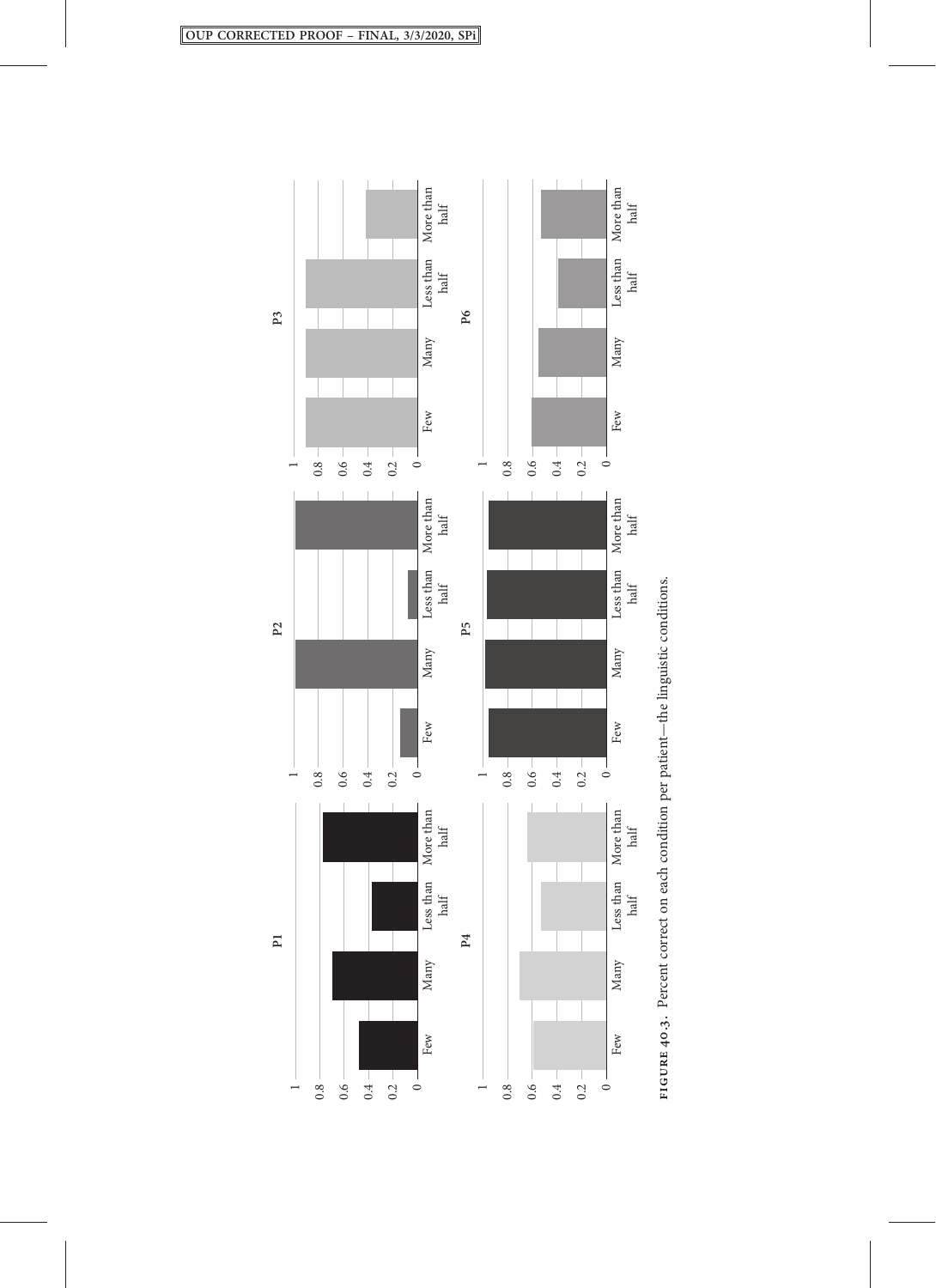FIGURE 40.3. Percent correct on each condition per patient—the linguistic conditions.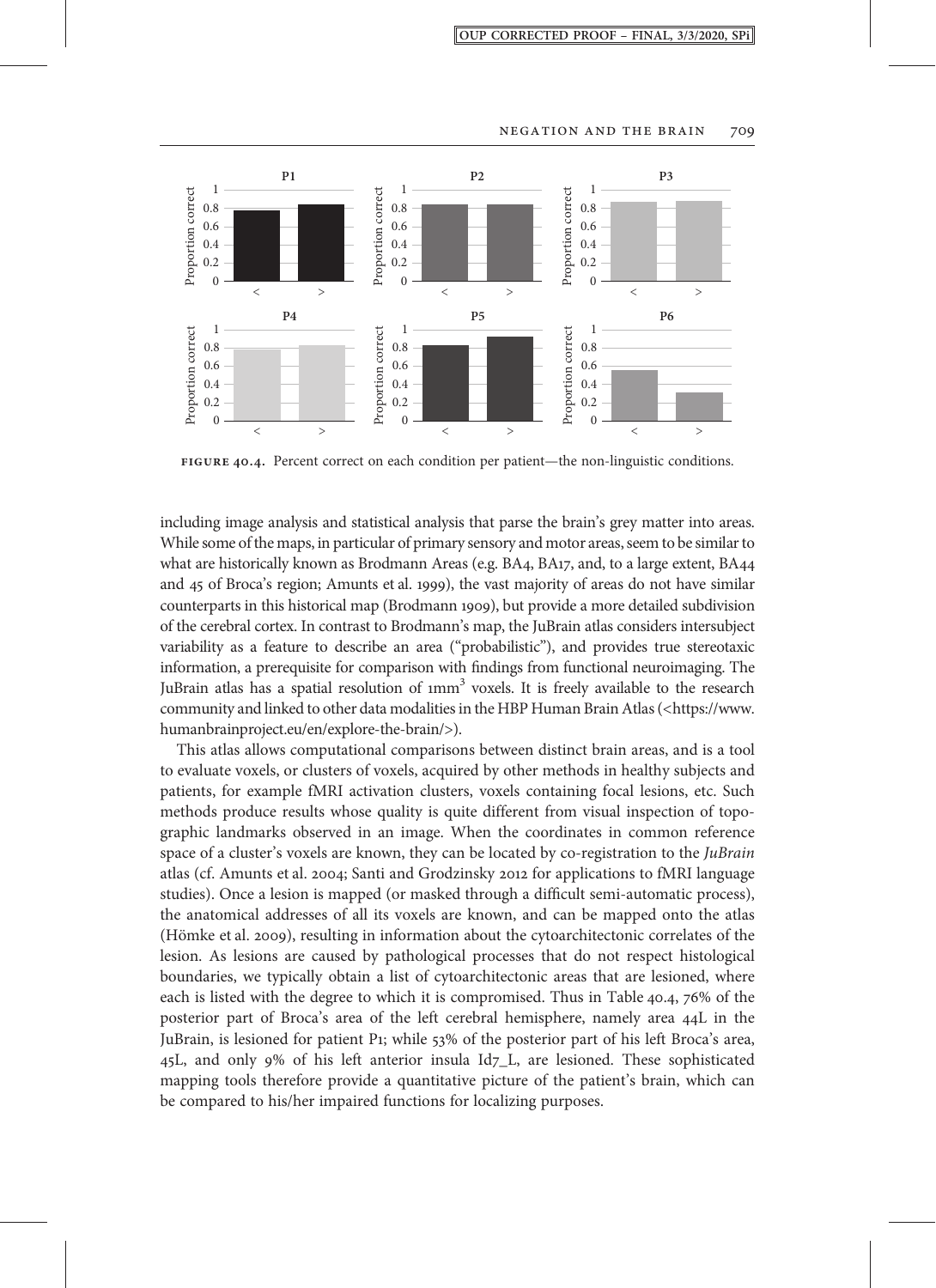FIGURE 40.4. Percent correct on each condition per patient—the non-linguistic conditions.

including image analysis and statistical analysis that parse the brain's grey matter into areas. While some of the maps, in particular of primary sensory and motor areas, seem to be similar to what are historically known as Brodmann Areas (e.g. BA4, BA17, and, to a large extent, BA44 and 45 of Broca's region; Amunts et al. 1999), the vast majority of areas do not have similar counterparts in this historical map (Brodmann 1909), but provide a more detailed subdivision of the cerebral cortex. In contrast to Brodmann's map, the JuBrain atlas considers intersubject variability as a feature to describe an area ("probabilistic"), and provides true stereotaxic information, a prerequisite for comparison with findings from functional neuroimaging. The JuBrain atlas has a spatial resolution of $1\text{mm}^3$ voxels. It is freely available to the research community and linked to other data modalities in the HBP Human Brain Atlas (<https://www.humanbrainproject.eu/en/explore-the-brain/>).

This atlas allows computational comparisons between distinct brain areas, and is a tool to evaluate voxels, or clusters of voxels, acquired by other methods in healthy subjects and patients, for example fMRI activation clusters, voxels containing focal lesions, etc. Such methods produce results whose quality is quite different from visual inspection of topographic landmarks observed in an image. When the coordinates in common reference space of a cluster's voxels are known, they can be located by co-registration to the *JuBrain* atlas (cf. Amunts et al. 2004; Santi and Grodzinsky 2012 for applications to fMRI language studies). Once a lesion is mapped (or masked through a difficult semi-automatic process), the anatomical addresses of all its voxels are known, and can be mapped onto the atlas (Hömke et al. 2009), resulting in information about the cytoarchitectonic correlates of the lesion. As lesions are caused by pathological processes that do not respect histological boundaries, we typically obtain a list of cytoarchitectonic areas that are lesioned, where each is listed with the degree to which it is compromised. Thus in Table 40.4, 76% of the posterior part of Broca's area of the left cerebral hemisphere, namely area 44L in the JuBrain, is lesioned for patient P1; while 53% of the posterior part of his left Broca's area, 45L, and only 9% of his left anterior insula Id7_L, are lesioned. These sophisticated mapping tools therefore provide a quantitative picture of the patient's brain, which can be compared to his/her impaired functions for localizing purposes.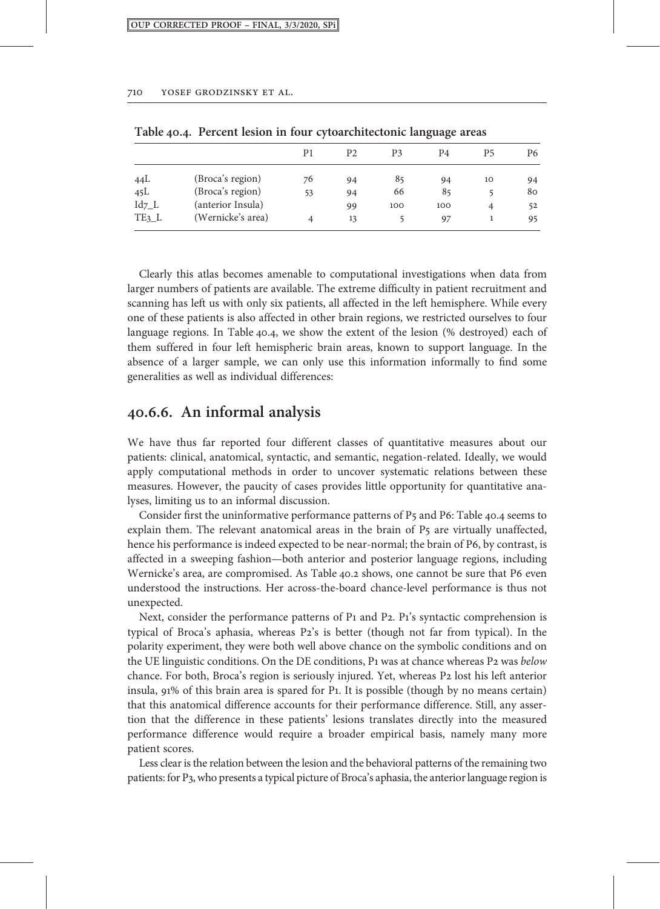**Table 40.4. Percent lesion in four cytoarchitectonic language areas**

| | | P1 | P2 | P3 | P4 | P5 | P6 |
|---|---|---|---|---|---|---|---|
| 44L | (Broca's region) | 76 | 94 | 85 | 94 | 10 | 94 |
| 45L | (Broca's region) | 53 | 94 | 66 | 85 | 5 | 80 |
| Id7_L | (anterior Insula) | | 99 | 100 | 100 | 4 | 52 |
| TE3_L | (Wernicke's area) | 4 | 13 | 5 | 97 | 1 | 95 |

Clearly this atlas becomes amenable to computational investigations when data from larger numbers of patients are available. The extreme difficulty in patient recruitment and scanning has left us with only six patients, all affected in the left hemisphere. While every one of these patients is also affected in other brain regions, we restricted ourselves to four language regions. In Table 40.4, we show the extent of the lesion (% destroyed) each of them suffered in four left hemispheric brain areas, known to support language. In the absence of a larger sample, we can only use this information informally to find some generalities as well as individual differences:

## 40.6.6. An informal analysis

We have thus far reported four different classes of quantitative measures about our patients: clinical, anatomical, syntactic, and semantic, negation-related. Ideally, we would apply computational methods in order to uncover systematic relations between these measures. However, the paucity of cases provides little opportunity for quantitative analyses, limiting us to an informal discussion.

Consider first the uninformative performance patterns of P5 and P6: Table 40.4 seems to explain them. The relevant anatomical areas in the brain of P5 are virtually unaffected, hence his performance is indeed expected to be near-normal; the brain of P6, by contrast, is affected in a sweeping fashion—both anterior and posterior language regions, including Wernicke's area, are compromised. As Table 40.2 shows, one cannot be sure that P6 even understood the instructions. Her across-the-board chance-level performance is thus not unexpected.

Next, consider the performance patterns of P1 and P2. P1's syntactic comprehension is typical of Broca's aphasia, whereas P2's is better (though not far from typical). In the polarity experiment, they were both well above chance on the symbolic conditions and on the UE linguistic conditions. On the DE conditions, P1 was at chance whereas P2 was *below* chance. For both, Broca's region is seriously injured. Yet, whereas P2 lost his left anterior insula, 91% of this brain area is spared for P1. It is possible (though by no means certain) that this anatomical difference accounts for their performance difference. Still, any assertion that the difference in these patients' lesions translates directly into the measured performance difference would require a broader empirical basis, namely many more patient scores.

Less clear is the relation between the lesion and the behavioral patterns of the remaining two patients: for P3, who presents a typical picture of Broca's aphasia, the anterior language region is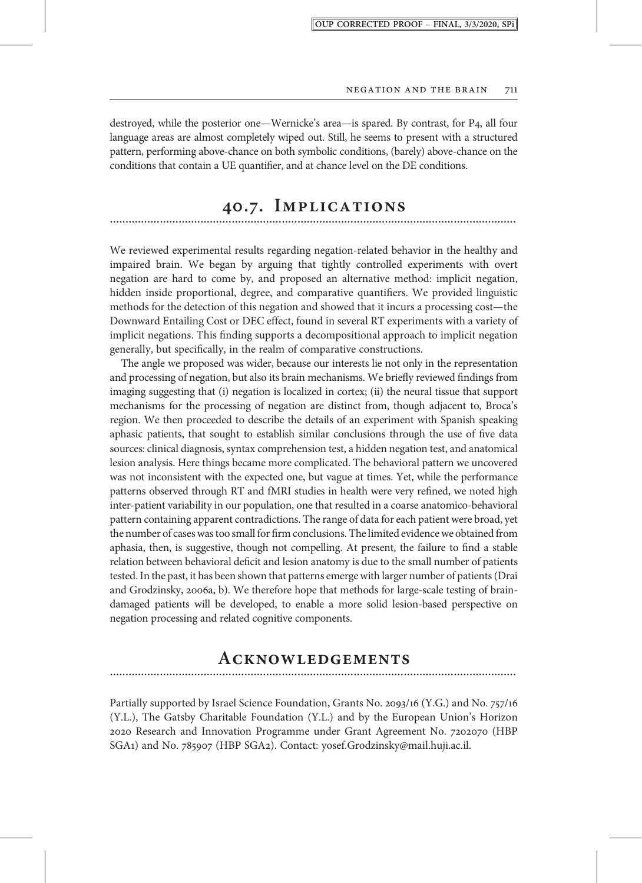destroyed, while the posterior one—Wernicke's area—is spared. By contrast, for P4, all four language areas are almost completely wiped out. Still, he seems to present with a structured pattern, performing above-chance on both symbolic conditions, (barely) above-chance on the conditions that contain a UE quantifier, and at chance level on the DE conditions.

## 40.7. Implications

We reviewed experimental results regarding negation-related behavior in the healthy and impaired brain. We began by arguing that tightly controlled experiments with overt negation are hard to come by, and proposed an alternative method: implicit negation, hidden inside proportional, degree, and comparative quantifiers. We provided linguistic methods for the detection of this negation and showed that it incurs a processing cost—the Downward Entailing Cost or DEC effect, found in several RT experiments with a variety of implicit negations. This finding supports a decompositional approach to implicit negation generally, but specifically, in the realm of comparative constructions.

The angle we proposed was wider, because our interests lie not only in the representation and processing of negation, but also its brain mechanisms. We briefly reviewed findings from imaging suggesting that (i) negation is localized in cortex; (ii) the neural tissue that support mechanisms for the processing of negation are distinct from, though adjacent to, Broca's region. We then proceeded to describe the details of an experiment with Spanish speaking aphasic patients, that sought to establish similar conclusions through the use of five data sources: clinical diagnosis, syntax comprehension test, a hidden negation test, and anatomical lesion analysis. Here things became more complicated. The behavioral pattern we uncovered was not inconsistent with the expected one, but vague at times. Yet, while the performance patterns observed through RT and fMRI studies in health were very refined, we noted high inter-patient variability in our population, one that resulted in a coarse anatomico-behavioral pattern containing apparent contradictions. The range of data for each patient were broad, yet the number of cases was too small for firm conclusions. The limited evidence we obtained from aphasia, then, is suggestive, though not compelling. At present, the failure to find a stable relation between behavioral deficit and lesion anatomy is due to the small number of patients tested. In the past, it has been shown that patterns emerge with larger number of patients (Drai and Grodzinsky, 2006a, b). We therefore hope that methods for large-scale testing of brain-damaged patients will be developed, to enable a more solid lesion-based perspective on negation processing and related cognitive components.

## Acknowledgements

Partially supported by Israel Science Foundation, Grants No. 2093/16 (Y.G.) and No. 757/16 (Y.L.), The Gatsby Charitable Foundation (Y.L.) and by the European Union's Horizon 2020 Research and Innovation Programme under Grant Agreement No. 7202070 (HBP SGA1) and No. 785907 (HBP SGA2). Contact: yosef.Grodzinsky@mail.huji.ac.il.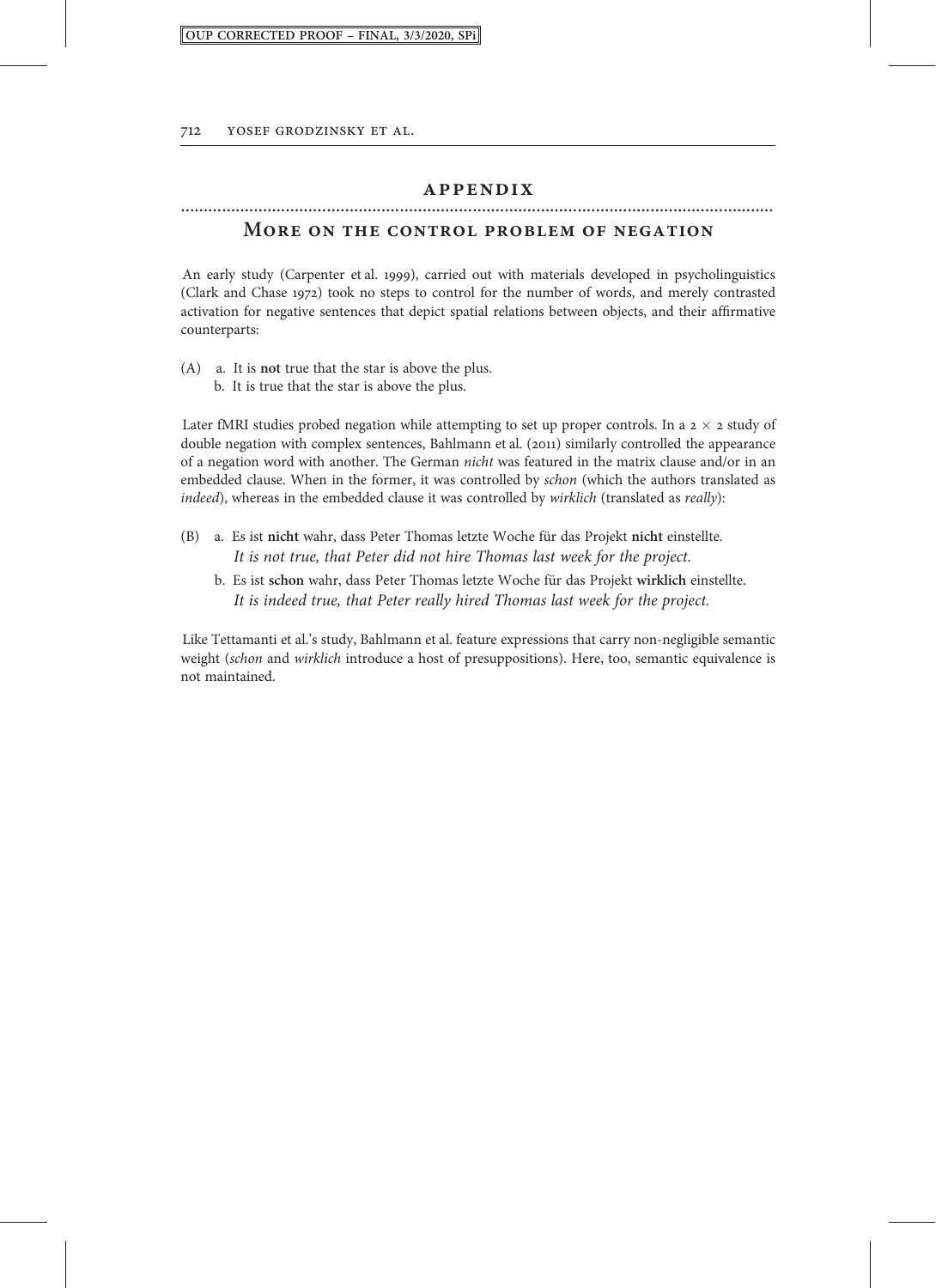# Appendix

## More on the control problem of negation

An early study (Carpenter et al. 1999), carried out with materials developed in psycholinguistics (Clark and Chase 1972) took no steps to control for the number of words, and merely contrasted activation for negative sentences that depict spatial relations between objects, and their affirmative counterparts:

(A) a. It is **not** true that the star is above the plus.
b. It is true that the star is above the plus.

Later fMRI studies probed negation while attempting to set up proper controls. In a $2 \times 2$ study of double negation with complex sentences, Bahlmann et al. (2011) similarly controlled the appearance of a negation word with another. The German *nicht* was featured in the matrix clause and/or in an embedded clause. When in the former, it was controlled by *schon* (which the authors translated as *indeed*), whereas in the embedded clause it was controlled by *wirklich* (translated as *really*):

(B) a. Es ist **nicht** wahr, dass Peter Thomas letzte Woche für das Projekt **nicht** einstellte.
*It is not true, that Peter did not hire Thomas last week for the project.*
b. Es ist **schon** wahr, dass Peter Thomas letzte Woche für das Projekt **wirklich** einstellte.
*It is indeed true, that Peter really hired Thomas last week for the project.*

Like Tettamanti et al.'s study, Bahlmann et al. feature expressions that carry non-negligible semantic weight (*schon* and *wirklich* introduce a host of presuppositions). Here, too, semantic equivalence is not maintained.